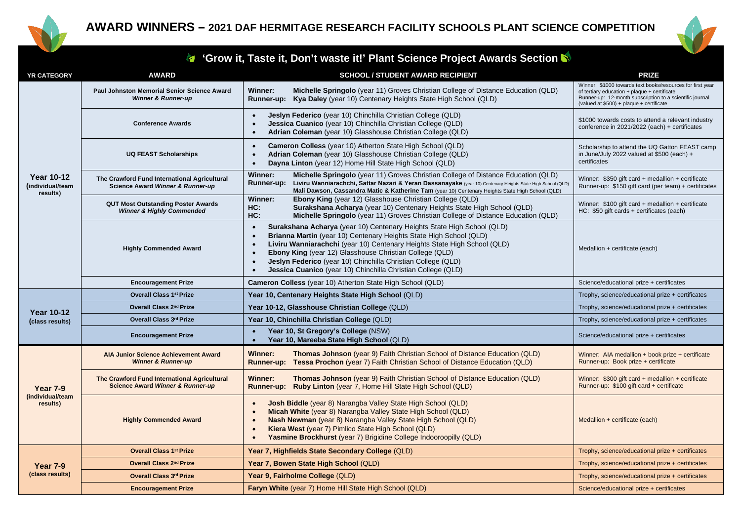# AWARD WINNERS – 2021 DAF HERMITAGE RESEARCH FACILITY SCHOOLS PLANT SCIENCE COMPETITION

## 'Grow it, Taste it, Don't waste it!' Plant Science Project Awards Section

| YR CATEGORY | AWARD | SCHOOL / STUDENT AWARD RECIPIENT | PRIZE |
|---|---|---|---|
| **Year 10-12 (individual/team results)** | **Paul Johnston Memorial Senior Science Award** ***Winner & Runner-up*** | **Winner:** **Michelle Springolo** (year 11) Groves Christian College of Distance Education (QLD)<br>**Runner-up:** **Kya Daley** (year 10) Centenary Heights State High School (QLD) | Winner: $1000 towards text books/resources for first year of tertiary education + plaque + certificate<br>Runner-up: 12-month subscription to a scientific journal (valued at $500) + plaque + certificate |
| | **Conference Awards** | • **Jeslyn Federico** (year 10) Chinchilla Christian College (QLD)<br>• **Jessica Cuanico** (year 10) Chinchilla Christian College (QLD)<br>• **Adrian Coleman** (year 10) Glasshouse Christian College (QLD) | $1000 towards costs to attend a relevant industry conference in 2021/2022 (each) + certificates |
| | **UQ FEAST Scholarships** | • **Cameron Colless** (year 10) Atherton State High School (QLD)<br>• **Adrian Coleman** (year 10) Glasshouse Christian College (QLD)<br>• **Dayna Linton** (year 12) Home Hill State High School (QLD) | Scholarship to attend the UQ Gatton FEAST camp in June/July 2022 valued at $500 (each) + certificates |
| | **The Crawford Fund International Agricultural Science Award** ***Winner & Runner-up*** | **Winner:** **Michelle Springolo** (year 11) Groves Christian College of Distance Education (QLD)<br>**Runner-up:** **Liviru Wanniarachchi, Sattar Nazari & Yeran Dassanayake** (year 10) Centenary Heights State High School (QLD) **Mali Dawson, Cassandra Matic & Katherine Tam** (year 10) Centenary Heights State High School (QLD) | Winner: $350 gift card + medallion + certificate<br>Runner-up: $150 gift card (per team) + certificates |
| | **QUT Most Outstanding Poster Awards** ***Winner & Highly Commended*** | **Winner:** **Ebony King** (year 12) Glasshouse Christian College (QLD)<br>**HC:** **Surakshana Acharya** (year 10) Centenary Heights State High School (QLD)<br>**HC:** **Michelle Springolo** (year 11) Groves Christian College of Distance Education (QLD) | Winner: $100 gift card + medallion + certificate<br>HC: $50 gift cards + certificates (each) |
| | **Highly Commended Award** | • **Surakshana Acharya** (year 10) Centenary Heights State High School (QLD)<br>• **Brianna Martin** (year 10) Centenary Heights State High School (QLD)<br>• **Liviru Wanniarachchi** (year 10) Centenary Heights State High School (QLD)<br>• **Ebony King** (year 12) Glasshouse Christian College (QLD)<br>• **Jeslyn Federico** (year 10) Chinchilla Christian College (QLD)<br>• **Jessica Cuanico** (year 10) Chinchilla Christian College (QLD) | Medallion + certificate (each) |
| | **Encouragement Prize** | **Cameron Colless** (year 10) Atherton State High School (QLD) | Science/educational prize + certificates |
| **Year 10-12 (class results)** | **Overall Class 1st Prize** | **Year 10, Centenary Heights State High School** (QLD) | Trophy, science/educational prize + certificates |
| | **Overall Class 2nd Prize** | **Year 10-12, Glasshouse Christian College** (QLD) | Trophy, science/educational prize + certificates |
| | **Overall Class 3rd Prize** | **Year 10, Chinchilla Christian College** (QLD) | Trophy, science/educational prize + certificates |
| | **Encouragement Prize** | • **Year 10, St Gregory's College** (NSW)<br>• **Year 10, Mareeba State High School** (QLD) | Science/educational prize + certificates |
| **Year 7-9 (individual/team results)** | **AIA Junior Science Achievement Award** ***Winner & Runner-up*** | **Winner:** **Thomas Johnson** (year 9) Faith Christian School of Distance Education (QLD)<br>**Runner-up:** **Tessa Prochon** (year 7) Faith Christian School of Distance Education (QLD) | Winner: AIA medallion + book prize + certificate<br>Runner-up: Book prize + certificate |
| | **The Crawford Fund International Agricultural Science Award** ***Winner & Runner-up*** | **Winner:** **Thomas Johnson** (year 9) Faith Christian School of Distance Education (QLD)<br>**Runner-up:** **Ruby Linton** (year 7, Home Hill State High School (QLD) | Winner: $300 gift card + medallion + certificate<br>Runner-up: $100 gift card + certificate |
| | **Highly Commended Award** | • **Josh Biddle** (year 8) Narangba Valley State High School (QLD)<br>• **Micah White** (year 8) Narangba Valley State High School (QLD)<br>• **Nash Newman** (year 8) Narangba Valley State High School (QLD)<br>• **Kiera West** (year 7) Pimlico State High School (QLD)<br>• **Yasmine Brockhurst** (year 7) Brigidine College Indooroopilly (QLD) | Medallion + certificate (each) |
| **Year 7-9 (class results)** | **Overall Class 1st Prize** | **Year 7, Highfields State Secondary College** (QLD) | Trophy, science/educational prize + certificates |
| | **Overall Class 2nd Prize** | **Year 7, Bowen State High School** (QLD) | Trophy, science/educational prize + certificates |
| | **Overall Class 3rd Prize** | **Year 9, Fairholme College** (QLD) | Trophy, science/educational prize + certificates |
| | **Encouragement Prize** | **Faryn White** (year 7) Home Hill State High School (QLD) | Science/educational prize + certificates |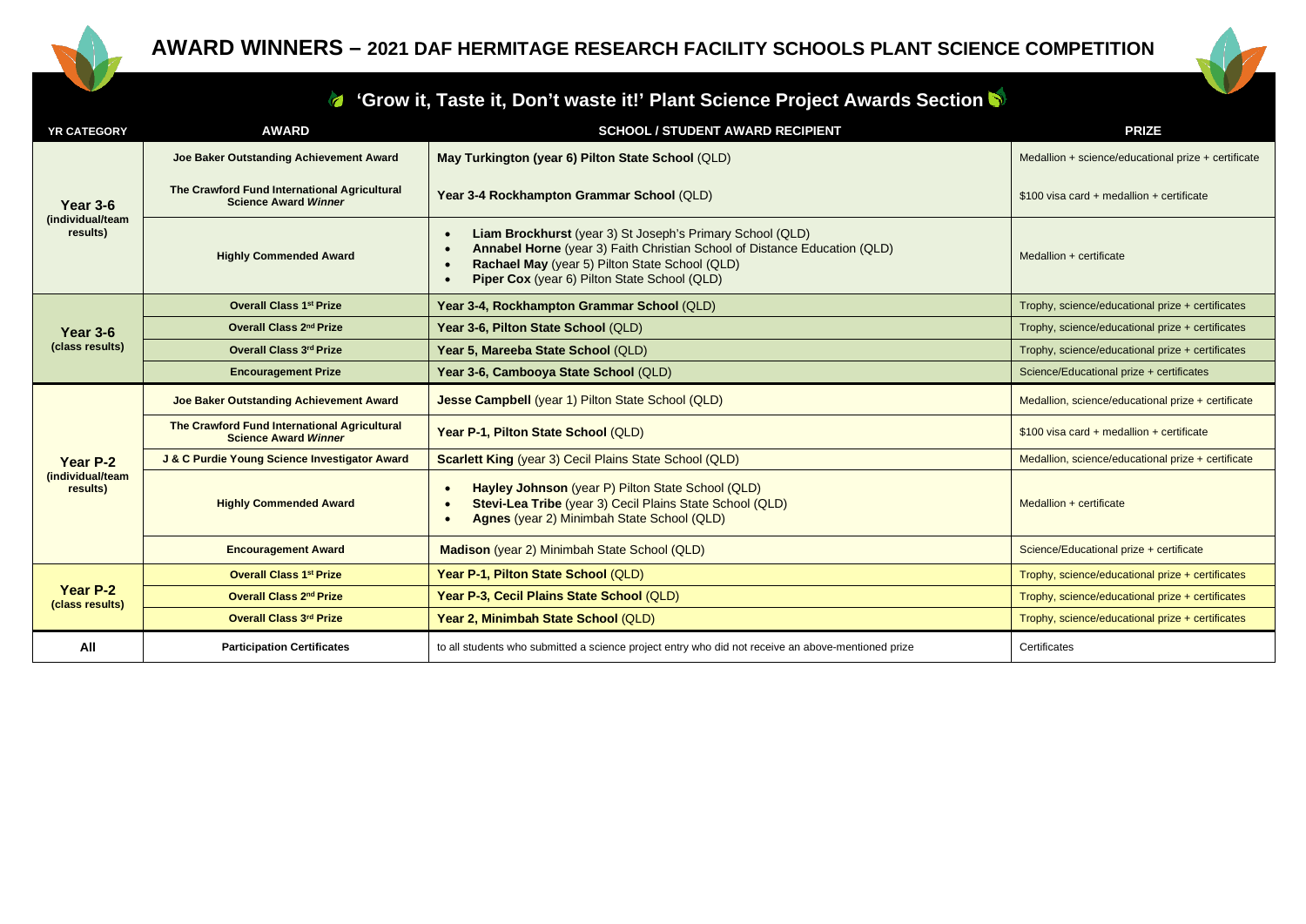# AWARD WINNERS – 2021 DAF HERMITAGE RESEARCH FACILITY SCHOOLS PLANT SCIENCE COMPETITION

## 'Grow it, Taste it, Don't waste it!' Plant Science Project Awards Section

| YR CATEGORY | AWARD | SCHOOL / STUDENT AWARD RECIPIENT | PRIZE |
|---|---|---|---|
| **Year 3-6** (individual/team results) | **Joe Baker Outstanding Achievement Award** | **May Turkington (year 6) Pilton State School** (QLD) | Medallion + science/educational prize + certificate |
| | **The Crawford Fund International Agricultural Science Award *Winner*** | **Year 3-4 Rockhampton Grammar School** (QLD) | \$100 visa card + medallion + certificate |
| | **Highly Commended Award** | • **Liam Brockhurst** (year 3) St Joseph's Primary School (QLD)<br>• **Annabel Horne** (year 3) Faith Christian School of Distance Education (QLD)<br>• **Rachael May** (year 5) Pilton State School (QLD)<br>• **Piper Cox** (year 6) Pilton State School (QLD) | Medallion + certificate |
| **Year 3-6** (class results) | **Overall Class 1st Prize** | **Year 3-4, Rockhampton Grammar School** (QLD) | Trophy, science/educational prize + certificates |
| | **Overall Class 2nd Prize** | **Year 3-6, Pilton State School** (QLD) | Trophy, science/educational prize + certificates |
| | **Overall Class 3rd Prize** | **Year 5, Mareeba State School** (QLD) | Trophy, science/educational prize + certificates |
| | **Encouragement Prize** | **Year 3-6, Cambooya State School** (QLD) | Science/Educational prize + certificates |
| **Year P-2** (individual/team results) | **Joe Baker Outstanding Achievement Award** | **Jesse Campbell** (year 1) Pilton State School (QLD) | Medallion, science/educational prize + certificate |
| | **The Crawford Fund International Agricultural Science Award *Winner*** | **Year P-1, Pilton State School** (QLD) | \$100 visa card + medallion + certificate |
| | **J & C Purdie Young Science Investigator Award** | **Scarlett King** (year 3) Cecil Plains State School (QLD) | Medallion, science/educational prize + certificate |
| | **Highly Commended Award** | • **Hayley Johnson** (year P) Pilton State School (QLD)<br>• **Stevi-Lea Tribe** (year 3) Cecil Plains State School (QLD)<br>• **Agnes** (year 2) Minimbah State School (QLD) | Medallion + certificate |
| | **Encouragement Award** | **Madison** (year 2) Minimbah State School (QLD) | Science/Educational prize + certificate |
| **Year P-2** (class results) | **Overall Class 1st Prize** | **Year P-1, Pilton State School** (QLD) | Trophy, science/educational prize + certificates |
| | **Overall Class 2nd Prize** | **Year P-3, Cecil Plains State School** (QLD) | Trophy, science/educational prize + certificates |
| | **Overall Class 3rd Prize** | **Year 2, Minimbah State School** (QLD) | Trophy, science/educational prize + certificates |
| **All** | **Participation Certificates** | to all students who submitted a science project entry who did not receive an above-mentioned prize | Certificates |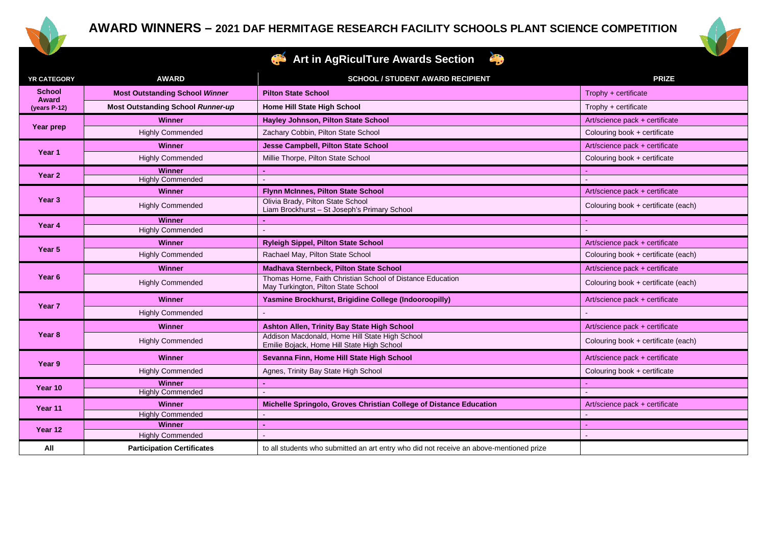# AWARD WINNERS – 2021 DAF HERMITAGE RESEARCH FACILITY SCHOOLS PLANT SCIENCE COMPETITION

## Art in AgRiculTure Awards Section

| YR CATEGORY | AWARD | SCHOOL / STUDENT AWARD RECIPIENT | PRIZE |
|---|---|---|---|
| School Award (years P-12) | **Most Outstanding School *Winner*** | **Pilton State School** | Trophy + certificate |
| | **Most Outstanding School *Runner-up*** | **Home Hill State High School** | Trophy + certificate |
| Year prep | **Winner** | **Hayley Johnson, Pilton State School** | Art/science pack + certificate |
| | Highly Commended | Zachary Cobbin, Pilton State School | Colouring book + certificate |
| Year 1 | **Winner** | **Jesse Campbell, Pilton State School** | Art/science pack + certificate |
| | Highly Commended | Millie Thorpe, Pilton State School | Colouring book + certificate |
| Year 2 | **Winner** | - | - |
| | Highly Commended | - | - |
| Year 3 | **Winner** | **Flynn McInnes, Pilton State School** | Art/science pack + certificate |
| | Highly Commended | Olivia Brady, Pilton State School<br>Liam Brockhurst – St Joseph's Primary School | Colouring book + certificate (each) |
| Year 4 | **Winner** | - | - |
| | Highly Commended | - | - |
| Year 5 | **Winner** | **Ryleigh Sippel, Pilton State School** | Art/science pack + certificate |
| | Highly Commended | Rachael May, Pilton State School | Colouring book + certificate (each) |
| Year 6 | **Winner** | **Madhava Sternbeck, Pilton State School** | Art/science pack + certificate |
| | Highly Commended | Thomas Horne, Faith Christian School of Distance Education<br>May Turkington, Pilton State School | Colouring book + certificate (each) |
| Year 7 | **Winner** | **Yasmine Brockhurst, Brigidine College (Indooroopilly)** | Art/science pack + certificate |
| | Highly Commended | - | - |
| Year 8 | **Winner** | **Ashton Allen, Trinity Bay State High School** | Art/science pack + certificate |
| | Highly Commended | Addison Macdonald, Home Hill State High School<br>Emilie Bojack, Home Hill State High School | Colouring book + certificate (each) |
| Year 9 | **Winner** | **Sevanna Finn, Home Hill State High School** | Art/science pack + certificate |
| | Highly Commended | Agnes, Trinity Bay State High School | Colouring book + certificate |
| Year 10 | **Winner** | - | - |
| | Highly Commended | - | - |
| Year 11 | **Winner** | **Michelle Springolo, Groves Christian College of Distance Education** | Art/science pack + certificate |
| | Highly Commended | - | - |
| Year 12 | **Winner** | - | - |
| | Highly Commended | - | - |
| **All** | **Participation Certificates** | to all students who submitted an art entry who did not receive an above-mentioned prize | |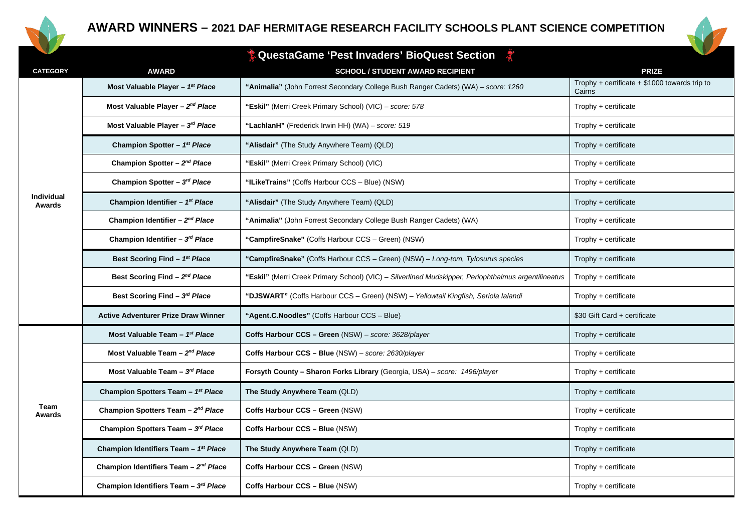# AWARD WINNERS – 2021 DAF HERMITAGE RESEARCH FACILITY SCHOOLS PLANT SCIENCE COMPETITION

## QuestaGame 'Pest Invaders' BioQuest Section

| CATEGORY | AWARD | SCHOOL / STUDENT AWARD RECIPIENT | PRIZE |
|---|---|---|---|
| Individual Awards | **Most Valuable Player – *1st Place*** | **"Animalia"** (John Forrest Secondary College Bush Ranger Cadets) (WA) – *score: 1260* | Trophy + certificate + $1000 towards trip to Cairns |
| | **Most Valuable Player – *2nd Place*** | **"Eskil"** (Merri Creek Primary School) (VIC) – *score: 578* | Trophy + certificate |
| | **Most Valuable Player – *3rd Place*** | **"LachlanH"** (Frederick Irwin HH) (WA) – *score: 519* | Trophy + certificate |
| | **Champion Spotter – *1st Place*** | **"Alisdair"** (The Study Anywhere Team) (QLD) | Trophy + certificate |
| | **Champion Spotter – *2nd Place*** | **"Eskil"** (Merri Creek Primary School) (VIC) | Trophy + certificate |
| | **Champion Spotter – *3rd Place*** | **"ILikeTrains"** (Coffs Harbour CCS – Blue) (NSW) | Trophy + certificate |
| | **Champion Identifier – *1st Place*** | **"Alisdair"** (The Study Anywhere Team) (QLD) | Trophy + certificate |
| | **Champion Identifier – *2nd Place*** | **"Animalia"** (John Forrest Secondary College Bush Ranger Cadets) (WA) | Trophy + certificate |
| | **Champion Identifier – *3rd Place*** | **"CampfireSnake"** (Coffs Harbour CCS – Green) (NSW) | Trophy + certificate |
| | **Best Scoring Find – *1st Place*** | **"CampfireSnake"** (Coffs Harbour CCS – Green) (NSW) – *Long-tom, Tylosurus species* | Trophy + certificate |
| | **Best Scoring Find – *2nd Place*** | **"Eskil"** (Merri Creek Primary School) (VIC) – *Silverlined Mudskipper, Periophthalmus argentilineatus* | Trophy + certificate |
| | **Best Scoring Find – *3rd Place*** | **"DJSWART"** (Coffs Harbour CCS – Green) (NSW) – *Yellowtail Kingfish, Seriola lalandi* | Trophy + certificate |
| | **Active Adventurer Prize Draw Winner** | **"Agent.C.Noodles"** (Coffs Harbour CCS – Blue) | $30 Gift Card + certificate |
| Team Awards | **Most Valuable Team – *1st Place*** | **Coffs Harbour CCS – Green** (NSW) – *score: 3628/player* | Trophy + certificate |
| | **Most Valuable Team – *2nd Place*** | **Coffs Harbour CCS – Blue** (NSW) – *score: 2630/player* | Trophy + certificate |
| | **Most Valuable Team – *3rd Place*** | **Forsyth County – Sharon Forks Library** (Georgia, USA) – *score: 1496/player* | Trophy + certificate |
| | **Champion Spotters Team – *1st Place*** | **The Study Anywhere Team** (QLD) | Trophy + certificate |
| | **Champion Spotters Team – *2nd Place*** | **Coffs Harbour CCS – Green** (NSW) | Trophy + certificate |
| | **Champion Spotters Team – *3rd Place*** | **Coffs Harbour CCS – Blue** (NSW) | Trophy + certificate |
| | **Champion Identifiers Team – *1st Place*** | **The Study Anywhere Team** (QLD) | Trophy + certificate |
| | **Champion Identifiers Team – *2nd Place*** | **Coffs Harbour CCS – Green** (NSW) | Trophy + certificate |
| | **Champion Identifiers Team – *3rd Place*** | **Coffs Harbour CCS – Blue** (NSW) | Trophy + certificate |